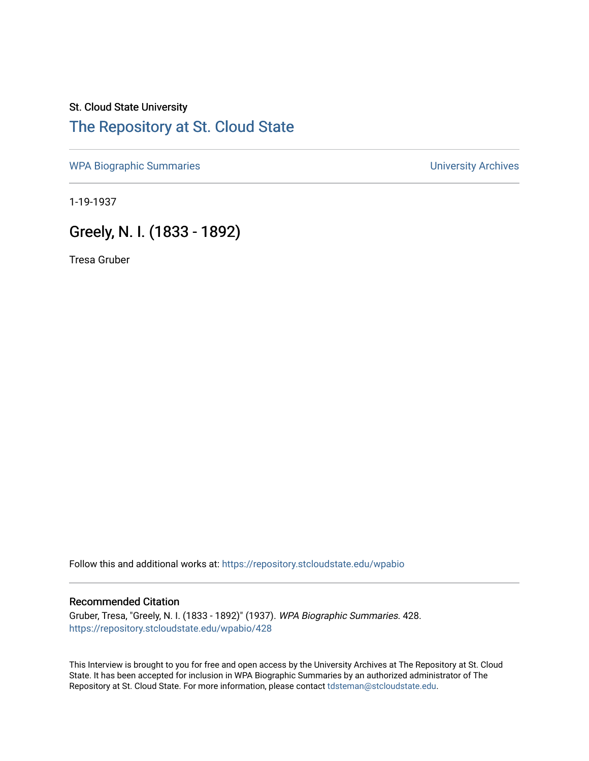St. Cloud State University

# The Repository at St. Cloud State

WPA Biographic Summaries

University Archives

1-19-1937

## Greely, N. I. (1833 - 1892)

Tresa Gruber

Follow this and additional works at: https://repository.stcloudstate.edu/wpabio

### Recommended Citation

Gruber, Tresa, "Greely, N. I. (1833 - 1892)" (1937). *WPA Biographic Summaries.* 428.
https://repository.stcloudstate.edu/wpabio/428

This Interview is brought to you for free and open access by the University Archives at The Repository at St. Cloud State. It has been accepted for inclusion in WPA Biographic Summaries by an authorized administrator of The Repository at St. Cloud State. For more information, please contact tdsteman@stcloudstate.edu.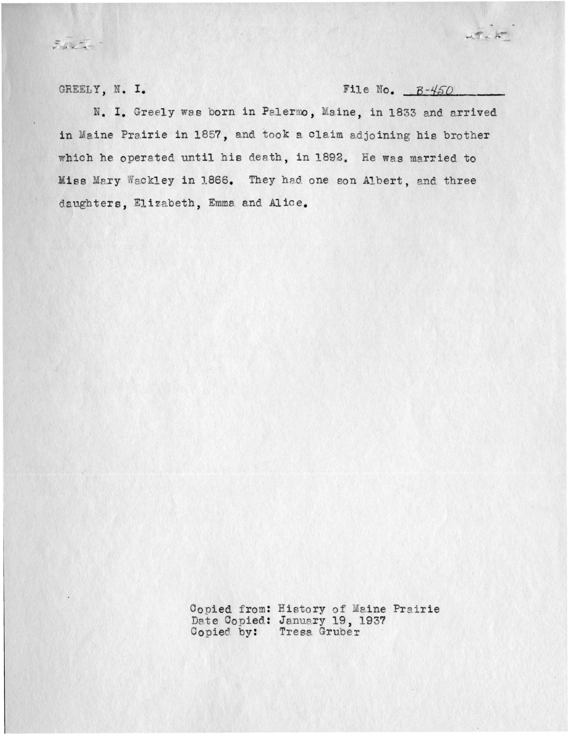GREELY, N. I. File No. B-450

N. I. Greely was born in Palermo, Maine, in 1833 and arrived in Maine Prairie in 1857, and took a claim adjoining his brother which he operated until his death, in 1892. He was married to Miss Mary Wackley in 1866. They had one son Albert, and three daughters, Elizabeth, Emma and Alice.

Copied from: History of Maine Prairie
Date Copied: January 19, 1937
Copied by: Tresa Gruber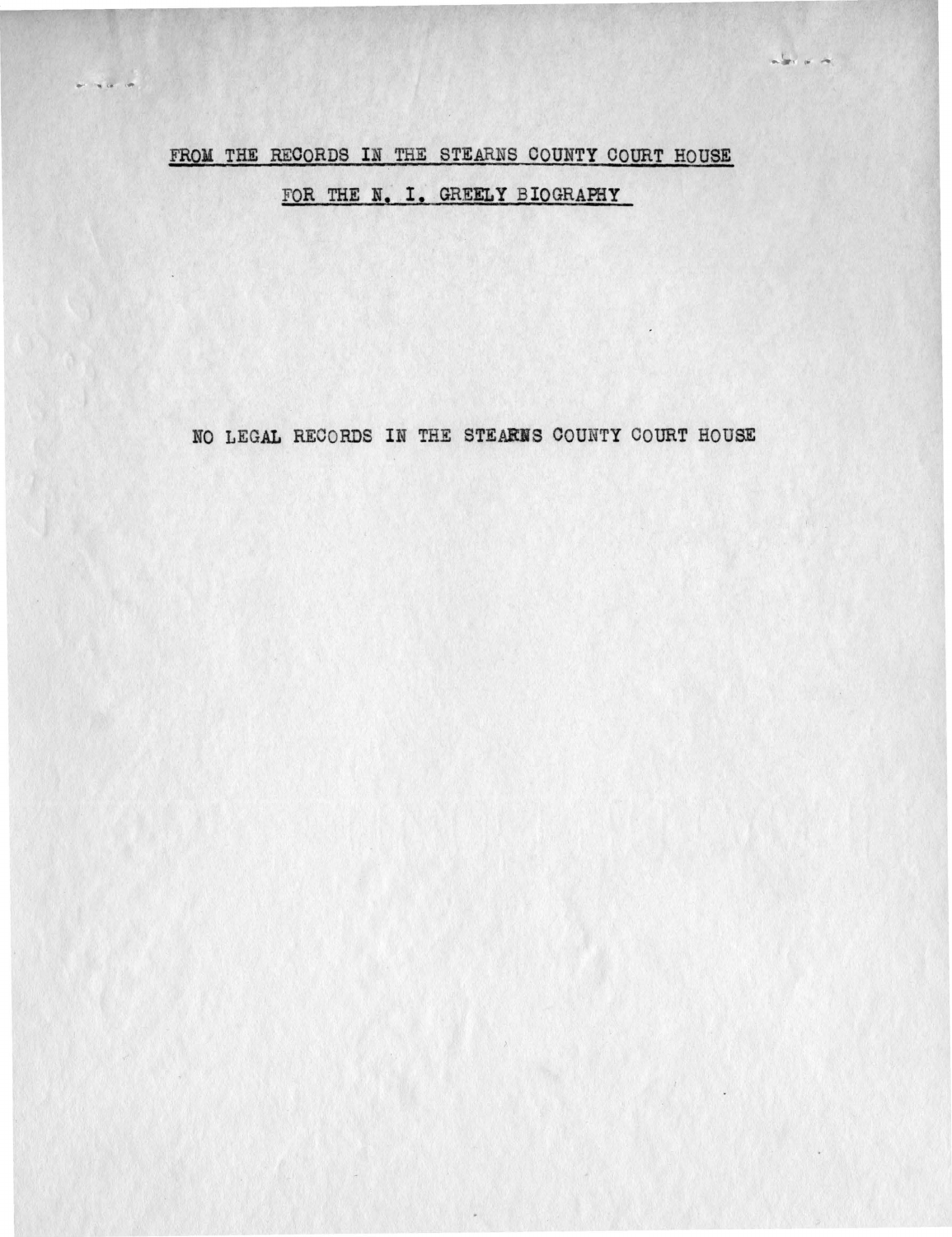FROM THE RECORDS IN THE STEARNS COUNTY COURT HOUSE

FOR THE N. I. GREELY BIOGRAPHY

NO LEGAL RECORDS IN THE STEARNS COUNTY COURT HOUSE